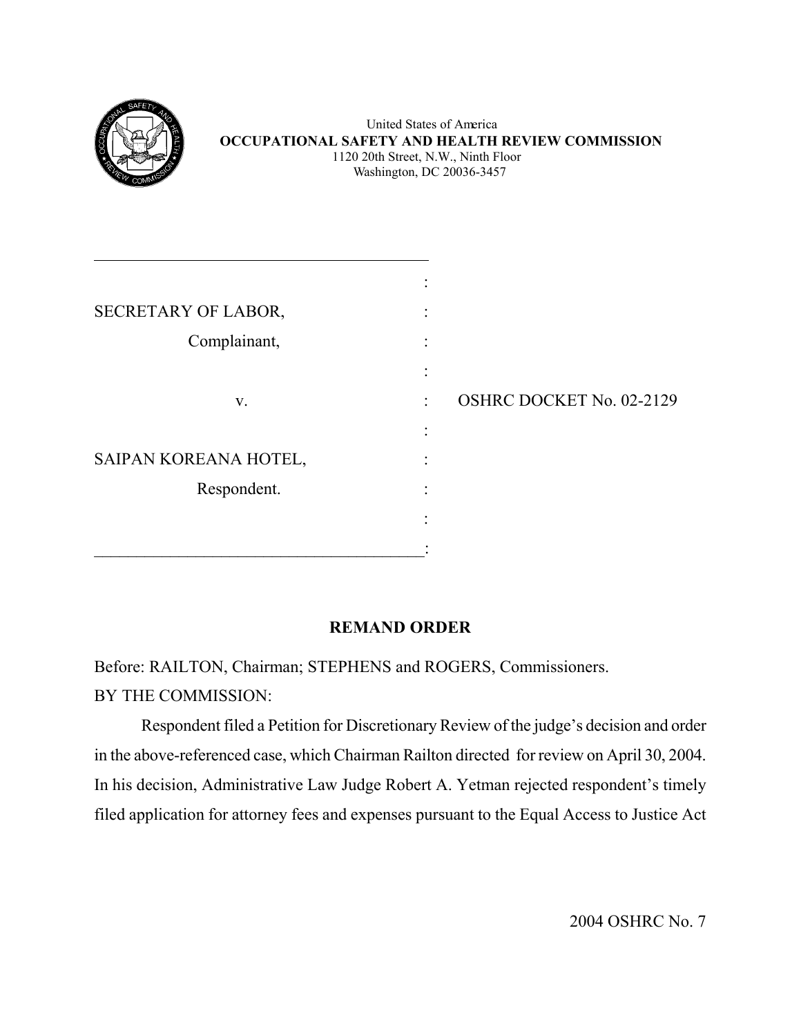United States of America
**OCCUPATIONAL SAFETY AND HEALTH REVIEW COMMISSION**
1120 20th Street, N.W., Ninth Floor
Washington, DC 20036-3457

| | | |
|---|---|---|
| SECRETARY OF LABOR, | : | |
| Complainant, | : | |
| v. | : | OSHRC DOCKET No. 02-2129 |
| SAIPAN KOREANA HOTEL, | : | |
| Respondent. | : | |

## REMAND ORDER

Before: RAILTON, Chairman; STEPHENS and ROGERS, Commissioners.

BY THE COMMISSION:

Respondent filed a Petition for Discretionary Review of the judge's decision and order in the above-referenced case, which Chairman Railton directed for review on April 30, 2004. In his decision, Administrative Law Judge Robert A. Yetman rejected respondent's timely filed application for attorney fees and expenses pursuant to the Equal Access to Justice Act

2004 OSHRC No. 7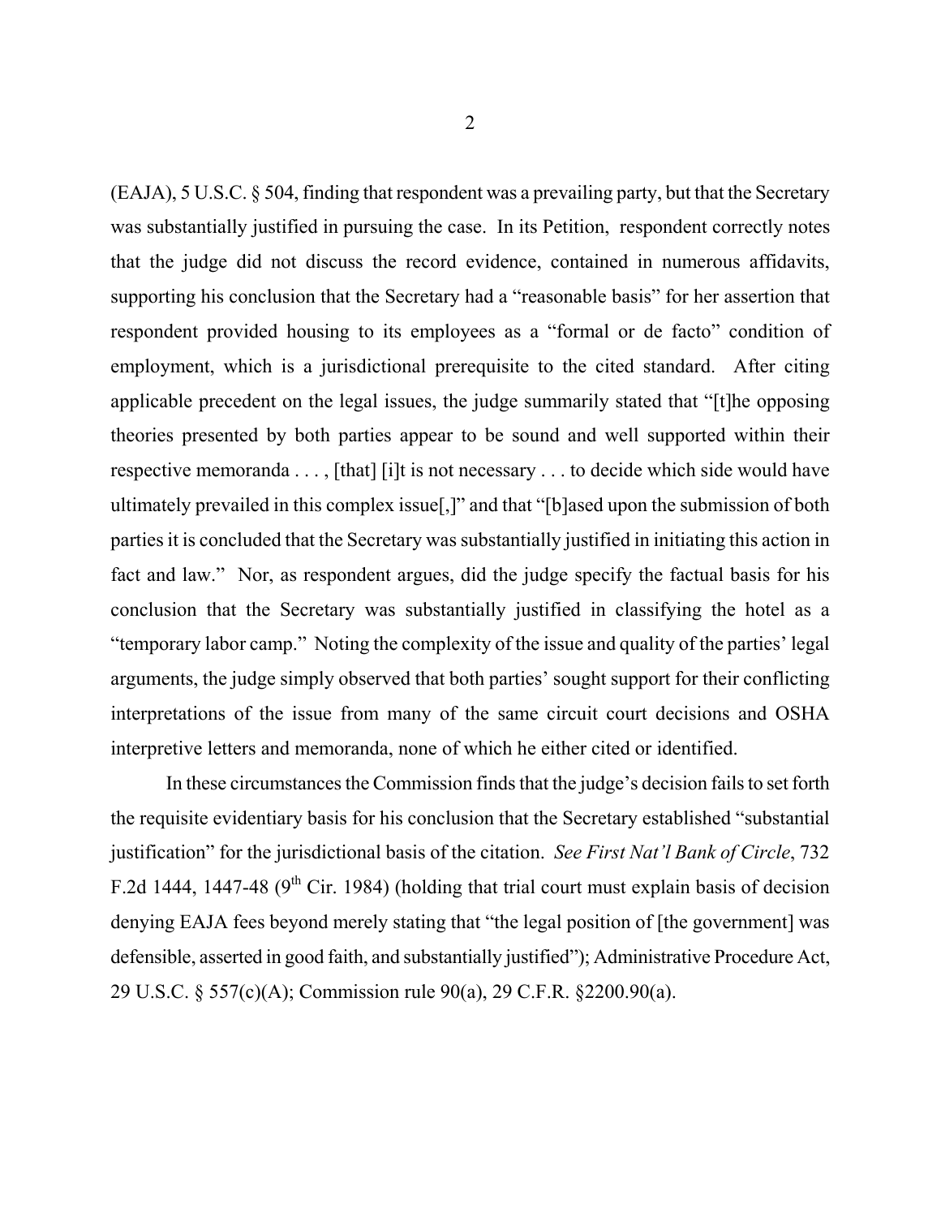(EAJA), 5 U.S.C. § 504, finding that respondent was a prevailing party, but that the Secretary was substantially justified in pursuing the case. In its Petition, respondent correctly notes that the judge did not discuss the record evidence, contained in numerous affidavits, supporting his conclusion that the Secretary had a "reasonable basis" for her assertion that respondent provided housing to its employees as a "formal or de facto" condition of employment, which is a jurisdictional prerequisite to the cited standard. After citing applicable precedent on the legal issues, the judge summarily stated that "[t]he opposing theories presented by both parties appear to be sound and well supported within their respective memoranda . . . , [that] [i]t is not necessary . . . to decide which side would have ultimately prevailed in this complex issue[,]" and that "[b]ased upon the submission of both parties it is concluded that the Secretary was substantially justified in initiating this action in fact and law." Nor, as respondent argues, did the judge specify the factual basis for his conclusion that the Secretary was substantially justified in classifying the hotel as a "temporary labor camp." Noting the complexity of the issue and quality of the parties' legal arguments, the judge simply observed that both parties' sought support for their conflicting interpretations of the issue from many of the same circuit court decisions and OSHA interpretive letters and memoranda, none of which he either cited or identified.

In these circumstances the Commission finds that the judge's decision fails to set forth the requisite evidentiary basis for his conclusion that the Secretary established "substantial justification" for the jurisdictional basis of the citation. *See First Nat'l Bank of Circle*, 732 F.2d 1444, 1447-48 (9th Cir. 1984) (holding that trial court must explain basis of decision denying EAJA fees beyond merely stating that "the legal position of [the government] was defensible, asserted in good faith, and substantially justified"); Administrative Procedure Act, 29 U.S.C. § 557(c)(A); Commission rule 90(a), 29 C.F.R. §2200.90(a).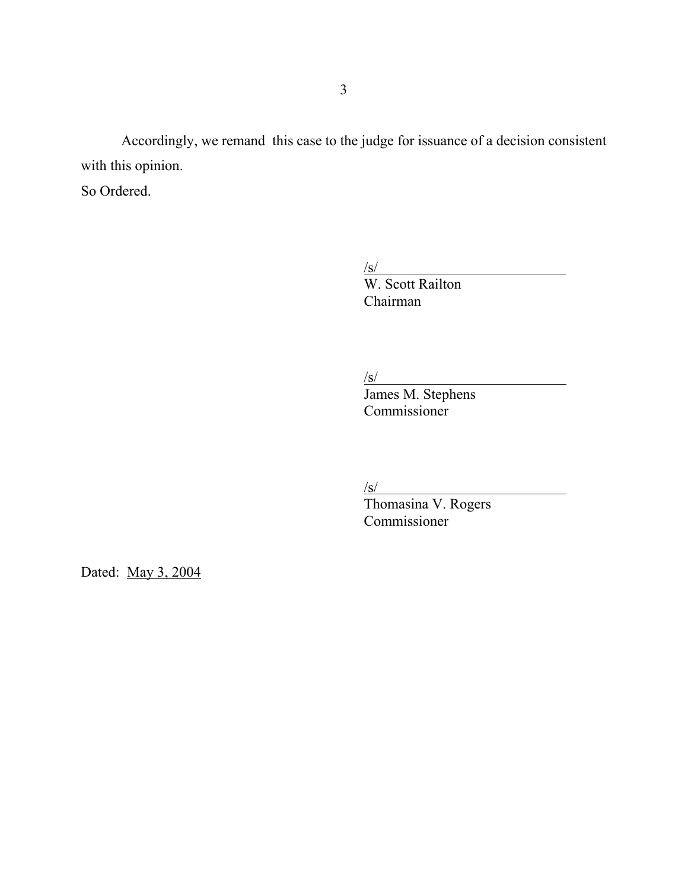Accordingly, we remand this case to the judge for issuance of a decision consistent with this opinion.

So Ordered.

/s/
W. Scott Railton
Chairman

/s/
James M. Stephens
Commissioner

/s/
Thomasina V. Rogers
Commissioner

Dated: May 3, 2004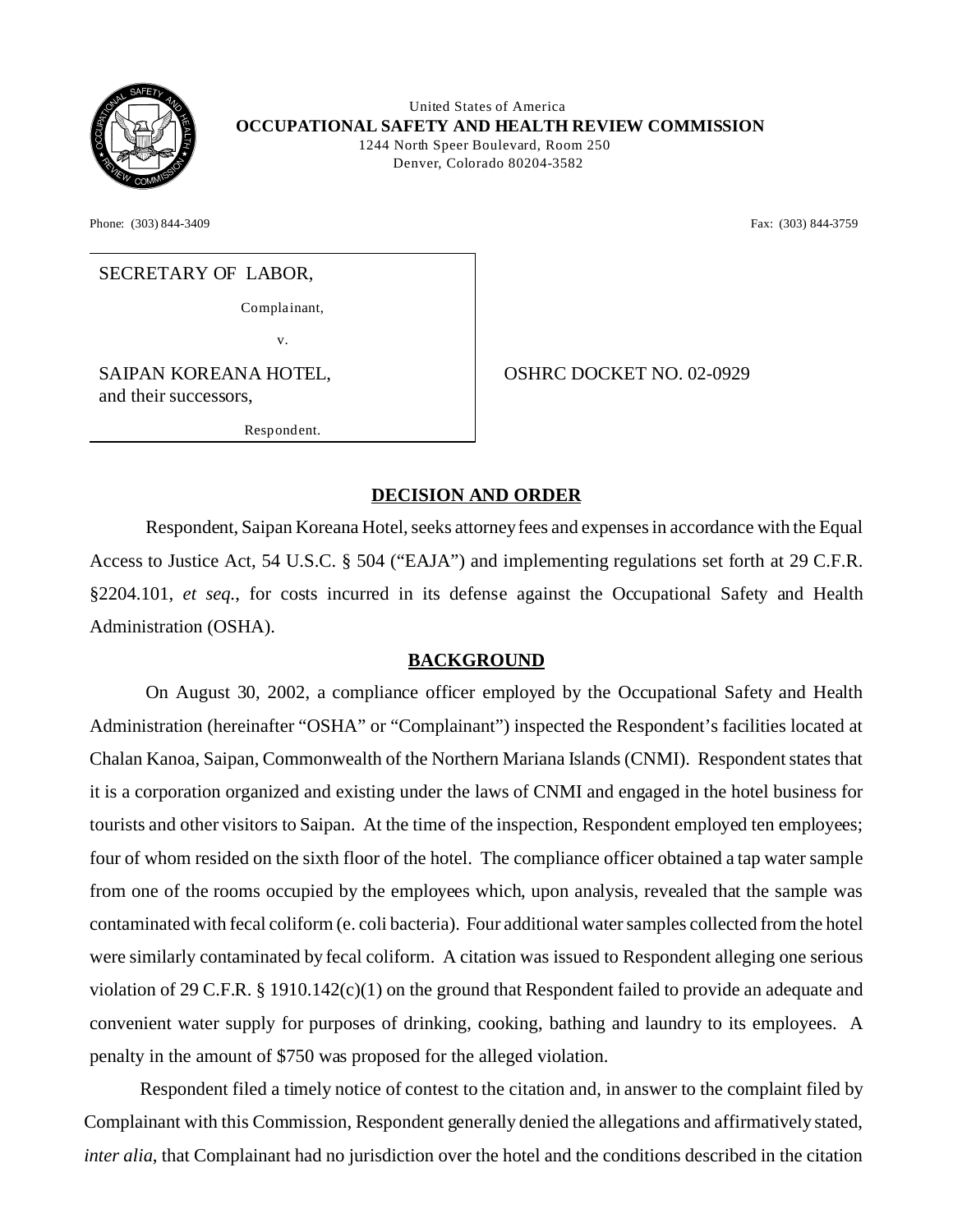United States of America
**OCCUPATIONAL SAFETY AND HEALTH REVIEW COMMISSION**
1244 North Speer Boulevard, Room 250
Denver, Colorado 80204-3582

Phone: (303) 844-3409 Fax: (303) 844-3759

| | |
|---|---|
| SECRETARY OF LABOR,<br>Complainant,<br>v.<br>SAIPAN KOREANA HOTEL, and their successors,<br>Respondent. | OSHRC DOCKET NO. 02-0929 |

## DECISION AND ORDER

Respondent, Saipan Koreana Hotel, seeks attorney fees and expenses in accordance with the Equal Access to Justice Act, 54 U.S.C. § 504 ("EAJA") and implementing regulations set forth at 29 C.F.R. §2204.101, *et seq.*, for costs incurred in its defense against the Occupational Safety and Health Administration (OSHA).

## BACKGROUND

On August 30, 2002, a compliance officer employed by the Occupational Safety and Health Administration (hereinafter "OSHA" or "Complainant") inspected the Respondent's facilities located at Chalan Kanoa, Saipan, Commonwealth of the Northern Mariana Islands (CNMI). Respondent states that it is a corporation organized and existing under the laws of CNMI and engaged in the hotel business for tourists and other visitors to Saipan. At the time of the inspection, Respondent employed ten employees; four of whom resided on the sixth floor of the hotel. The compliance officer obtained a tap water sample from one of the rooms occupied by the employees which, upon analysis, revealed that the sample was contaminated with fecal coliform (e. coli bacteria). Four additional water samples collected from the hotel were similarly contaminated by fecal coliform. A citation was issued to Respondent alleging one serious violation of 29 C.F.R. § 1910.142(c)(1) on the ground that Respondent failed to provide an adequate and convenient water supply for purposes of drinking, cooking, bathing and laundry to its employees. A penalty in the amount of $750 was proposed for the alleged violation.

Respondent filed a timely notice of contest to the citation and, in answer to the complaint filed by Complainant with this Commission, Respondent generally denied the allegations and affirmatively stated, *inter alia*, that Complainant had no jurisdiction over the hotel and the conditions described in the citation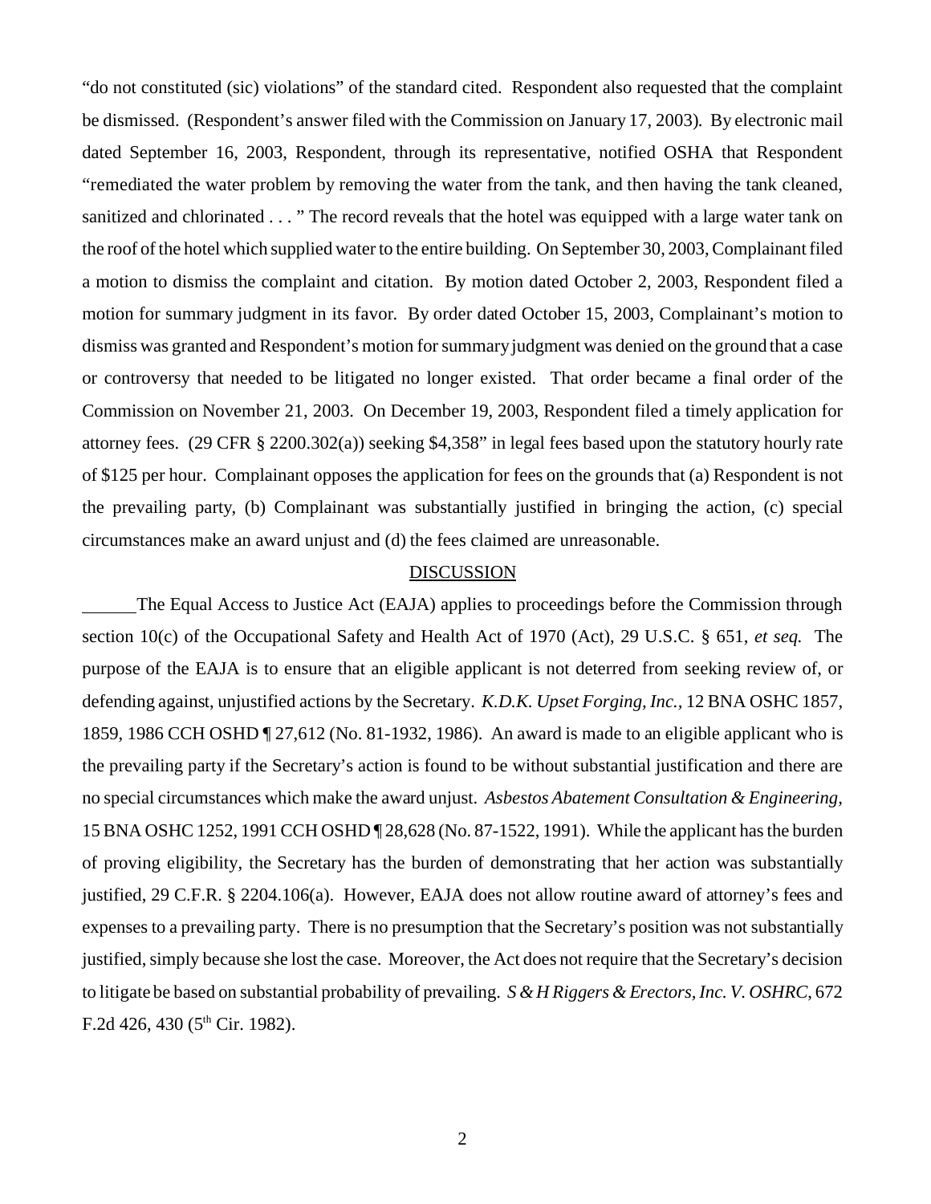"do not constituted (sic) violations" of the standard cited. Respondent also requested that the complaint be dismissed. (Respondent's answer filed with the Commission on January 17, 2003). By electronic mail dated September 16, 2003, Respondent, through its representative, notified OSHA that Respondent "remediated the water problem by removing the water from the tank, and then having the tank cleaned, sanitized and chlorinated . . . " The record reveals that the hotel was equipped with a large water tank on the roof of the hotel which supplied water to the entire building. On September 30, 2003, Complainant filed a motion to dismiss the complaint and citation. By motion dated October 2, 2003, Respondent filed a motion for summary judgment in its favor. By order dated October 15, 2003, Complainant's motion to dismiss was granted and Respondent's motion for summary judgment was denied on the ground that a case or controversy that needed to be litigated no longer existed. That order became a final order of the Commission on November 21, 2003. On December 19, 2003, Respondent filed a timely application for attorney fees. (29 CFR § 2200.302(a)) seeking $4,358" in legal fees based upon the statutory hourly rate of $125 per hour. Complainant opposes the application for fees on the grounds that (a) Respondent is not the prevailing party, (b) Complainant was substantially justified in bringing the action, (c) special circumstances make an award unjust and (d) the fees claimed are unreasonable.

<u>DISCUSSION</u>

The Equal Access to Justice Act (EAJA) applies to proceedings before the Commission through section 10(c) of the Occupational Safety and Health Act of 1970 (Act), 29 U.S.C. § 651, *et seq.* The purpose of the EAJA is to ensure that an eligible applicant is not deterred from seeking review of, or defending against, unjustified actions by the Secretary. *K.D.K. Upset Forging, Inc.,* 12 BNA OSHC 1857, 1859, 1986 CCH OSHD ¶ 27,612 (No. 81-1932, 1986). An award is made to an eligible applicant who is the prevailing party if the Secretary's action is found to be without substantial justification and there are no special circumstances which make the award unjust. *Asbestos Abatement Consultation & Engineering,* 15 BNA OSHC 1252, 1991 CCH OSHD ¶ 28,628 (No. 87-1522, 1991). While the applicant has the burden of proving eligibility, the Secretary has the burden of demonstrating that her action was substantially justified, 29 C.F.R. § 2204.106(a). However, EAJA does not allow routine award of attorney's fees and expenses to a prevailing party. There is no presumption that the Secretary's position was not substantially justified, simply because she lost the case. Moreover, the Act does not require that the Secretary's decision to litigate be based on substantial probability of prevailing. *S & H Riggers & Erectors, Inc. V. OSHRC,* 672 F.2d 426, 430 (5th Cir. 1982).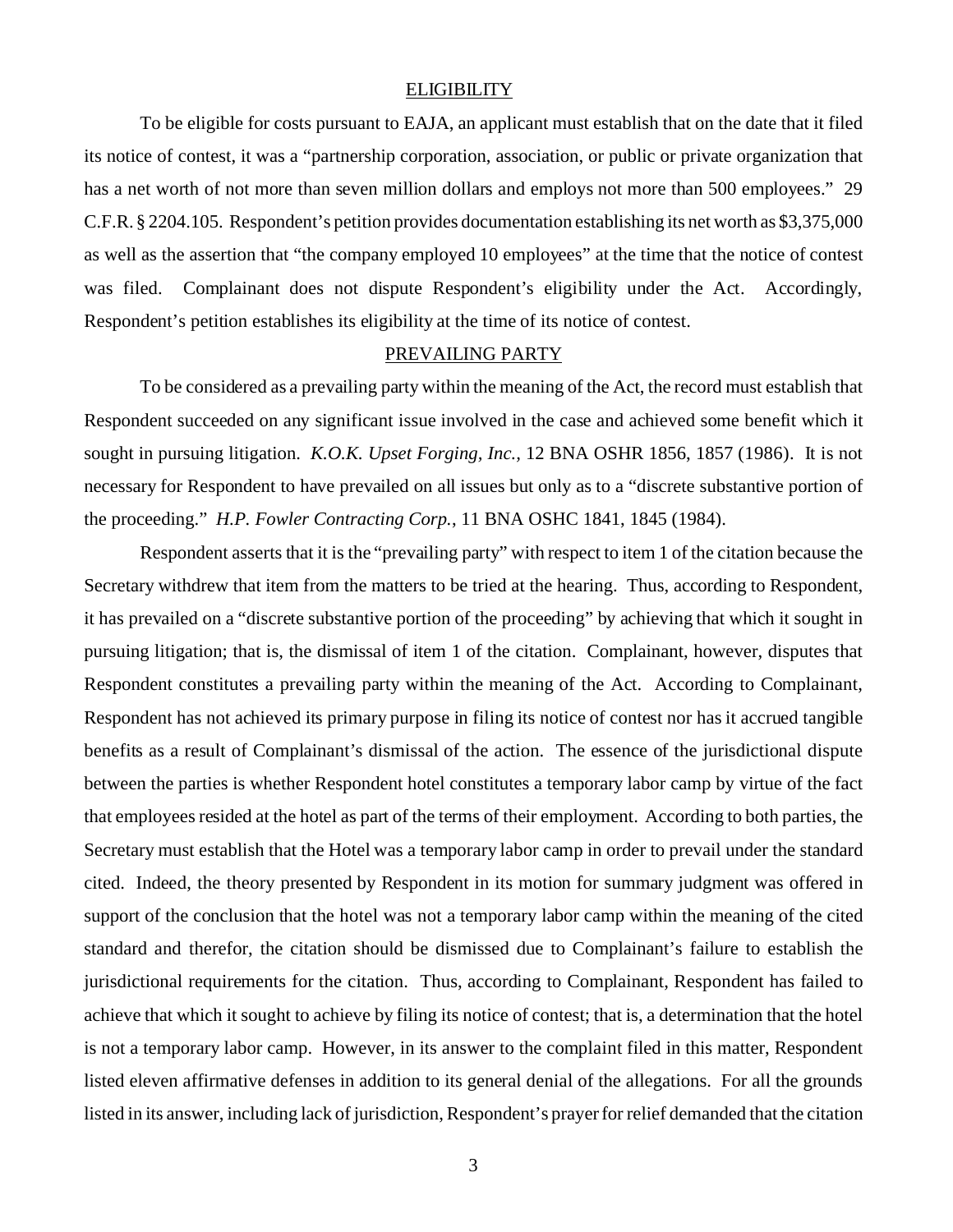## ELIGIBILITY

To be eligible for costs pursuant to EAJA, an applicant must establish that on the date that it filed its notice of contest, it was a "partnership corporation, association, or public or private organization that has a net worth of not more than seven million dollars and employs not more than 500 employees." 29 C.F.R. § 2204.105. Respondent's petition provides documentation establishing its net worth as $3,375,000 as well as the assertion that "the company employed 10 employees" at the time that the notice of contest was filed. Complainant does not dispute Respondent's eligibility under the Act. Accordingly, Respondent's petition establishes its eligibility at the time of its notice of contest.

## PREVAILING PARTY

To be considered as a prevailing party within the meaning of the Act, the record must establish that Respondent succeeded on any significant issue involved in the case and achieved some benefit which it sought in pursuing litigation. *K.O.K. Upset Forging, Inc.*, 12 BNA OSHR 1856, 1857 (1986). It is not necessary for Respondent to have prevailed on all issues but only as to a "discrete substantive portion of the proceeding." *H.P. Fowler Contracting Corp.*, 11 BNA OSHC 1841, 1845 (1984).

Respondent asserts that it is the "prevailing party" with respect to item 1 of the citation because the Secretary withdrew that item from the matters to be tried at the hearing. Thus, according to Respondent, it has prevailed on a "discrete substantive portion of the proceeding" by achieving that which it sought in pursuing litigation; that is, the dismissal of item 1 of the citation. Complainant, however, disputes that Respondent constitutes a prevailing party within the meaning of the Act. According to Complainant, Respondent has not achieved its primary purpose in filing its notice of contest nor has it accrued tangible benefits as a result of Complainant's dismissal of the action. The essence of the jurisdictional dispute between the parties is whether Respondent hotel constitutes a temporary labor camp by virtue of the fact that employees resided at the hotel as part of the terms of their employment. According to both parties, the Secretary must establish that the Hotel was a temporary labor camp in order to prevail under the standard cited. Indeed, the theory presented by Respondent in its motion for summary judgment was offered in support of the conclusion that the hotel was not a temporary labor camp within the meaning of the cited standard and therefor, the citation should be dismissed due to Complainant's failure to establish the jurisdictional requirements for the citation. Thus, according to Complainant, Respondent has failed to achieve that which it sought to achieve by filing its notice of contest; that is, a determination that the hotel is not a temporary labor camp. However, in its answer to the complaint filed in this matter, Respondent listed eleven affirmative defenses in addition to its general denial of the allegations. For all the grounds listed in its answer, including lack of jurisdiction, Respondent's prayer for relief demanded that the citation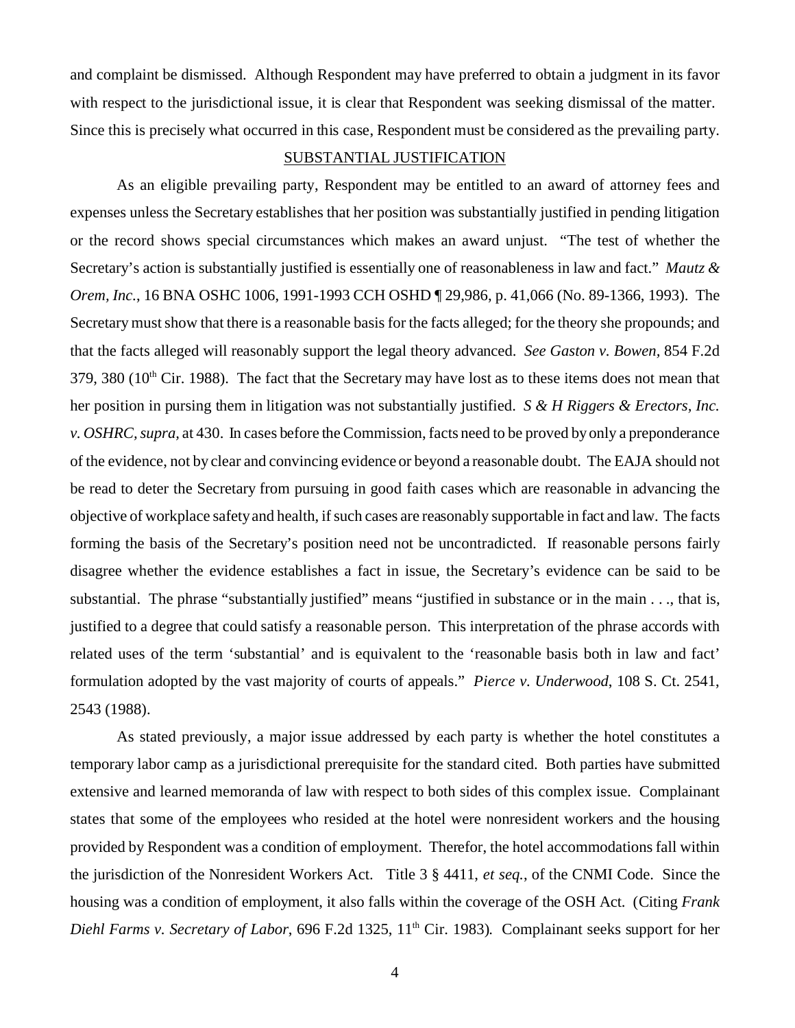and complaint be dismissed. Although Respondent may have preferred to obtain a judgment in its favor with respect to the jurisdictional issue, it is clear that Respondent was seeking dismissal of the matter. Since this is precisely what occurred in this case, Respondent must be considered as the prevailing party.

## SUBSTANTIAL JUSTIFICATION

As an eligible prevailing party, Respondent may be entitled to an award of attorney fees and expenses unless the Secretary establishes that her position was substantially justified in pending litigation or the record shows special circumstances which makes an award unjust. "The test of whether the Secretary's action is substantially justified is essentially one of reasonableness in law and fact." *Mautz & Orem, Inc.*, 16 BNA OSHC 1006, 1991-1993 CCH OSHD ¶ 29,986, p. 41,066 (No. 89-1366, 1993). The Secretary must show that there is a reasonable basis for the facts alleged; for the theory she propounds; and that the facts alleged will reasonably support the legal theory advanced. *See Gaston v. Bowen,* 854 F.2d 379, 380 (10th Cir. 1988). The fact that the Secretary may have lost as to these items does not mean that her position in pursing them in litigation was not substantially justified. *S & H Riggers & Erectors, Inc. v. OSHRC, supra,* at 430. In cases before the Commission, facts need to be proved by only a preponderance of the evidence, not by clear and convincing evidence or beyond a reasonable doubt. The EAJA should not be read to deter the Secretary from pursuing in good faith cases which are reasonable in advancing the objective of workplace safety and health, if such cases are reasonably supportable in fact and law. The facts forming the basis of the Secretary's position need not be uncontradicted. If reasonable persons fairly disagree whether the evidence establishes a fact in issue, the Secretary's evidence can be said to be substantial. The phrase "substantially justified" means "justified in substance or in the main . . ., that is, justified to a degree that could satisfy a reasonable person. This interpretation of the phrase accords with related uses of the term 'substantial' and is equivalent to the 'reasonable basis both in law and fact' formulation adopted by the vast majority of courts of appeals." *Pierce v. Underwood*, 108 S. Ct. 2541, 2543 (1988).

As stated previously, a major issue addressed by each party is whether the hotel constitutes a temporary labor camp as a jurisdictional prerequisite for the standard cited. Both parties have submitted extensive and learned memoranda of law with respect to both sides of this complex issue. Complainant states that some of the employees who resided at the hotel were nonresident workers and the housing provided by Respondent was a condition of employment. Therefor, the hotel accommodations fall within the jurisdiction of the Nonresident Workers Act. Title 3 § 4411, *et seq.*, of the CNMI Code. Since the housing was a condition of employment, it also falls within the coverage of the OSH Act. (Citing *Frank Diehl Farms v. Secretary of Labor*, 696 F.2d 1325, 11th Cir. 1983). Complainant seeks support for her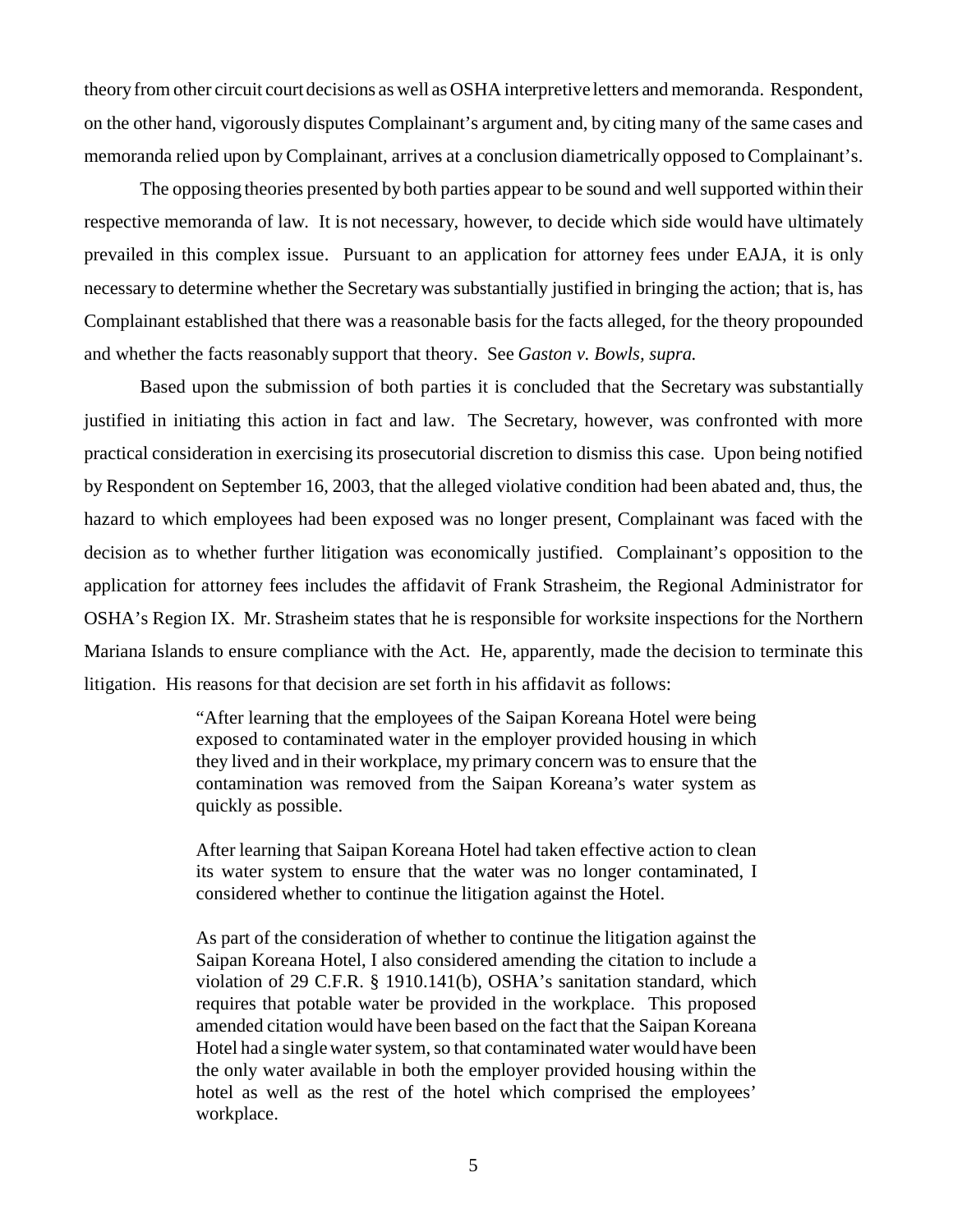theory from other circuit court decisions as well as OSHA interpretive letters and memoranda. Respondent, on the other hand, vigorously disputes Complainant's argument and, by citing many of the same cases and memoranda relied upon by Complainant, arrives at a conclusion diametrically opposed to Complainant's.

The opposing theories presented by both parties appear to be sound and well supported within their respective memoranda of law. It is not necessary, however, to decide which side would have ultimately prevailed in this complex issue. Pursuant to an application for attorney fees under EAJA, it is only necessary to determine whether the Secretary was substantially justified in bringing the action; that is, has Complainant established that there was a reasonable basis for the facts alleged, for the theory propounded and whether the facts reasonably support that theory. See *Gaston v. Bowls, supra.*

Based upon the submission of both parties it is concluded that the Secretary was substantially justified in initiating this action in fact and law. The Secretary, however, was confronted with more practical consideration in exercising its prosecutorial discretion to dismiss this case. Upon being notified by Respondent on September 16, 2003, that the alleged violative condition had been abated and, thus, the hazard to which employees had been exposed was no longer present, Complainant was faced with the decision as to whether further litigation was economically justified. Complainant's opposition to the application for attorney fees includes the affidavit of Frank Strasheim, the Regional Administrator for OSHA's Region IX. Mr. Strasheim states that he is responsible for worksite inspections for the Northern Mariana Islands to ensure compliance with the Act. He, apparently, made the decision to terminate this litigation. His reasons for that decision are set forth in his affidavit as follows:

> "After learning that the employees of the Saipan Koreana Hotel were being exposed to contaminated water in the employer provided housing in which they lived and in their workplace, my primary concern was to ensure that the contamination was removed from the Saipan Koreana's water system as quickly as possible.
>
> After learning that Saipan Koreana Hotel had taken effective action to clean its water system to ensure that the water was no longer contaminated, I considered whether to continue the litigation against the Hotel.
>
> As part of the consideration of whether to continue the litigation against the Saipan Koreana Hotel, I also considered amending the citation to include a violation of 29 C.F.R. § 1910.141(b), OSHA's sanitation standard, which requires that potable water be provided in the workplace. This proposed amended citation would have been based on the fact that the Saipan Koreana Hotel had a single water system, so that contaminated water would have been the only water available in both the employer provided housing within the hotel as well as the rest of the hotel which comprised the employees' workplace.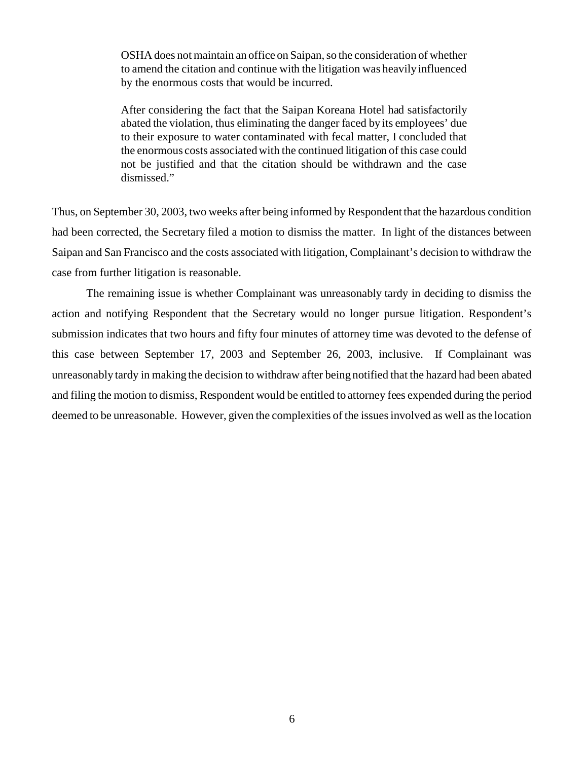> OSHA does not maintain an office on Saipan, so the consideration of whether to amend the citation and continue with the litigation was heavily influenced by the enormous costs that would be incurred.
>
> After considering the fact that the Saipan Koreana Hotel had satisfactorily abated the violation, thus eliminating the danger faced by its employees' due to their exposure to water contaminated with fecal matter, I concluded that the enormous costs associated with the continued litigation of this case could not be justified and that the citation should be withdrawn and the case dismissed."

Thus, on September 30, 2003, two weeks after being informed by Respondent that the hazardous condition had been corrected, the Secretary filed a motion to dismiss the matter. In light of the distances between Saipan and San Francisco and the costs associated with litigation, Complainant's decision to withdraw the case from further litigation is reasonable.

The remaining issue is whether Complainant was unreasonably tardy in deciding to dismiss the action and notifying Respondent that the Secretary would no longer pursue litigation. Respondent's submission indicates that two hours and fifty four minutes of attorney time was devoted to the defense of this case between September 17, 2003 and September 26, 2003, inclusive. If Complainant was unreasonably tardy in making the decision to withdraw after being notified that the hazard had been abated and filing the motion to dismiss, Respondent would be entitled to attorney fees expended during the period deemed to be unreasonable. However, given the complexities of the issues involved as well as the location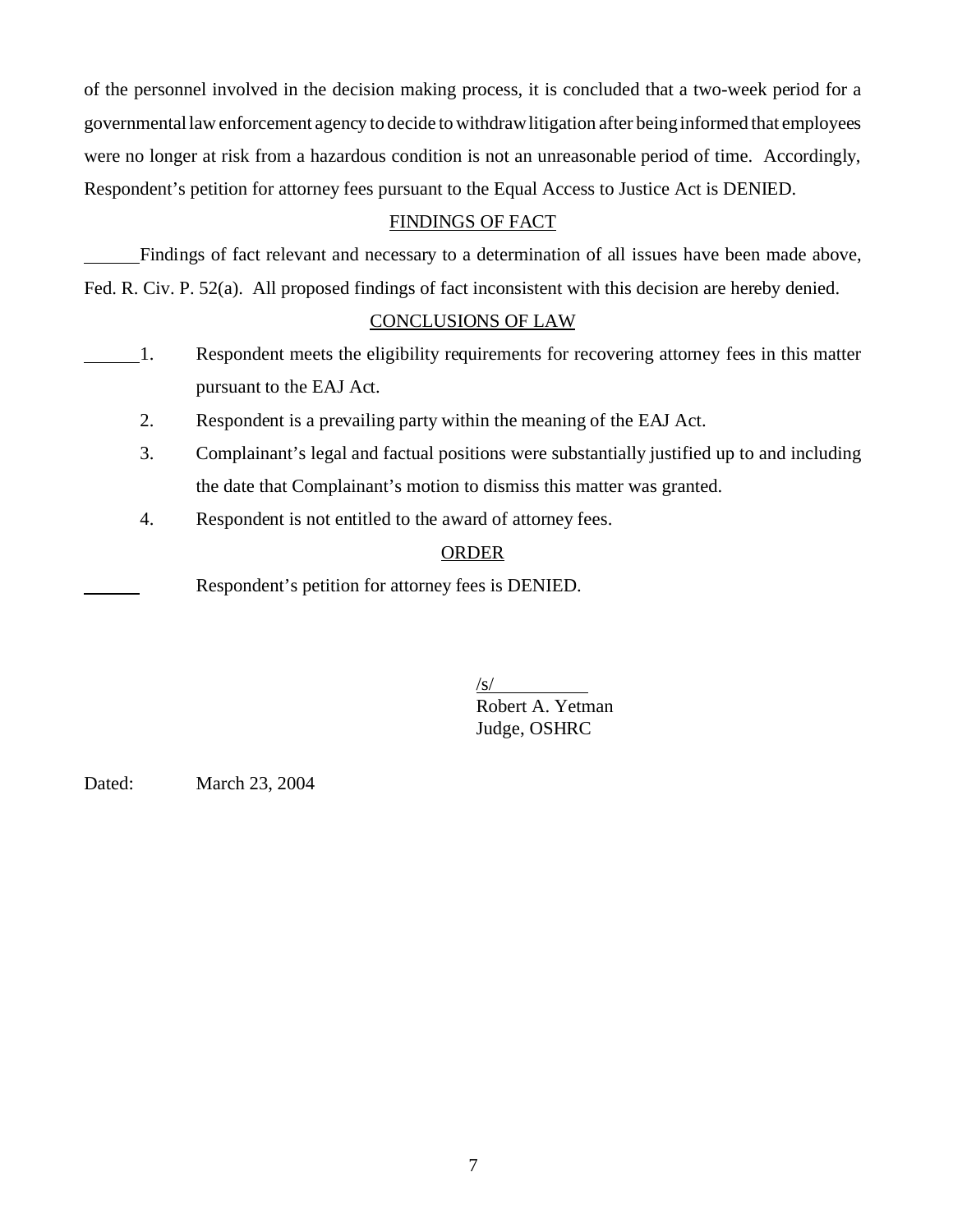of the personnel involved in the decision making process, it is concluded that a two-week period for a governmental law enforcement agency to decide to withdraw litigation after being informed that employees were no longer at risk from a hazardous condition is not an unreasonable period of time. Accordingly, Respondent's petition for attorney fees pursuant to the Equal Access to Justice Act is DENIED.

## FINDINGS OF FACT

Findings of fact relevant and necessary to a determination of all issues have been made above, Fed. R. Civ. P. 52(a). All proposed findings of fact inconsistent with this decision are hereby denied.

## CONCLUSIONS OF LAW

1. Respondent meets the eligibility requirements for recovering attorney fees in this matter pursuant to the EAJ Act.
2. Respondent is a prevailing party within the meaning of the EAJ Act.
3. Complainant's legal and factual positions were substantially justified up to and including the date that Complainant's motion to dismiss this matter was granted.
4. Respondent is not entitled to the award of attorney fees.

## ORDER

Respondent's petition for attorney fees is DENIED.

/s/
Robert A. Yetman
Judge, OSHRC

Dated: March 23, 2004